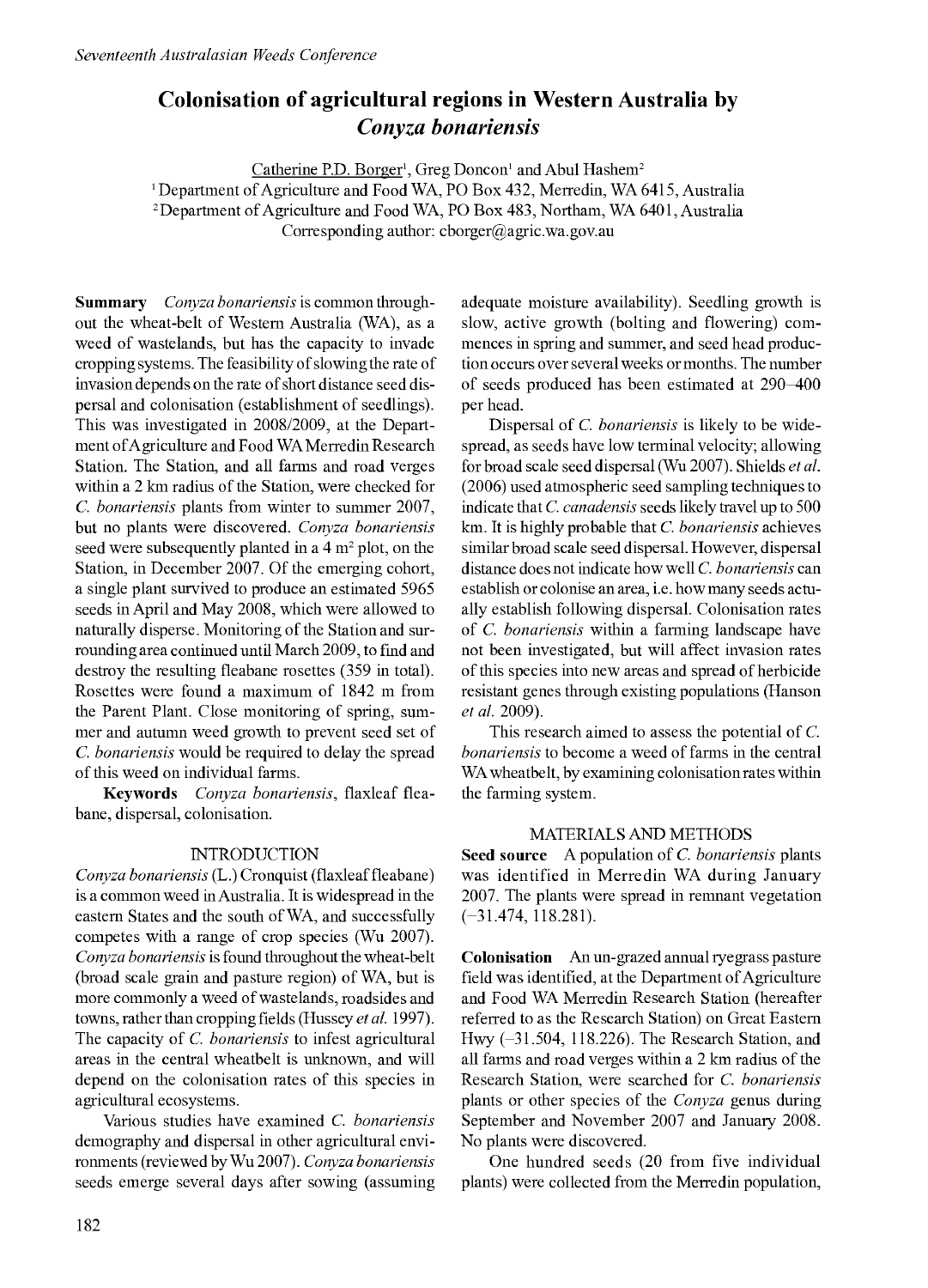# Colonisation of agricultural regions in Western Australia by *Conyza bonariensis*

Catherine P.D. Borger[1], Greg Doncon[1] and Abul Hashem[2]

[1] Department of Agriculture and Food WA, PO Box 432, Merredin, WA 6415, Australia
[2] Department of Agriculture and Food WA, PO Box 483, Northam, WA 6401, Australia
Corresponding author: cborger@agric.wa.gov.au

**Summary** *Conyza bonariensis* is common throughout the wheat-belt of Western Australia (WA), as a weed of wastelands, but has the capacity to invade cropping systems. The feasibility of slowing the rate of invasion depends on the rate of short distance seed dispersal and colonisation (establishment of seedlings). This was investigated in 2008/2009, at the Department of Agriculture and Food WA Merredin Research Station. The Station, and all farms and road verges within a 2 km radius of the Station, were checked for *C. bonariensis* plants from winter to summer 2007, but no plants were discovered. *Conyza bonariensis* seed were subsequently planted in a 4 $m^2$ plot, on the Station, in December 2007. Of the emerging cohort, a single plant survived to produce an estimated 5965 seeds in April and May 2008, which were allowed to naturally disperse. Monitoring of the Station and surrounding area continued until March 2009, to find and destroy the resulting fleabane rosettes (359 in total). Rosettes were found a maximum of 1842 m from the Parent Plant. Close monitoring of spring, summer and autumn weed growth to prevent seed set of *C. bonariensis* would be required to delay the spread of this weed on individual farms.

**Keywords** *Conyza bonariensis*, flaxleaf fleabane, dispersal, colonisation.

## INTRODUCTION

*Conyza bonariensis* (L.) Cronquist (flaxleaf fleabane) is a common weed in Australia. It is widespread in the eastern States and the south of WA, and successfully competes with a range of crop species (Wu 2007). *Conyza bonariensis* is found throughout the wheat-belt (broad scale grain and pasture region) of WA, but is more commonly a weed of wastelands, roadsides and towns, rather than cropping fields (Hussey *et al.* 1997). The capacity of *C. bonariensis* to infest agricultural areas in the central wheatbelt is unknown, and will depend on the colonisation rates of this species in agricultural ecosystems.

Various studies have examined *C. bonariensis* demography and dispersal in other agricultural environments (reviewed by Wu 2007). *Conyza bonariensis* seeds emerge several days after sowing (assuming adequate moisture availability). Seedling growth is slow, active growth (bolting and flowering) commences in spring and summer, and seed head production occurs over several weeks or months. The number of seeds produced has been estimated at 290–400 per head.

Dispersal of *C. bonariensis* is likely to be widespread, as seeds have low terminal velocity; allowing for broad scale seed dispersal (Wu 2007). Shields *et al.* (2006) used atmospheric seed sampling techniques to indicate that *C. canadensis* seeds likely travel up to 500 km. It is highly probable that *C. bonariensis* achieves similar broad scale seed dispersal. However, dispersal distance does not indicate how well *C. bonariensis* can establish or colonise an area, i.e. how many seeds actually establish following dispersal. Colonisation rates of *C. bonariensis* within a farming landscape have not been investigated, but will affect invasion rates of this species into new areas and spread of herbicide resistant genes through existing populations (Hanson *et al.* 2009).

This research aimed to assess the potential of *C. bonariensis* to become a weed of farms in the central WA wheatbelt, by examining colonisation rates within the farming system.

## MATERIALS AND METHODS

**Seed source** A population of *C. bonariensis* plants was identified in Merredin WA during January 2007. The plants were spread in remnant vegetation (−31.474, 118.281).

**Colonisation** An un-grazed annual ryegrass pasture field was identified, at the Department of Agriculture and Food WA Merredin Research Station (hereafter referred to as the Research Station) on Great Eastern Hwy (−31.504, 118.226). The Research Station, and all farms and road verges within a 2 km radius of the Research Station, were searched for *C. bonariensis* plants or other species of the *Conyza* genus during September and November 2007 and January 2008. No plants were discovered.

One hundred seeds (20 from five individual plants) were collected from the Merredin population,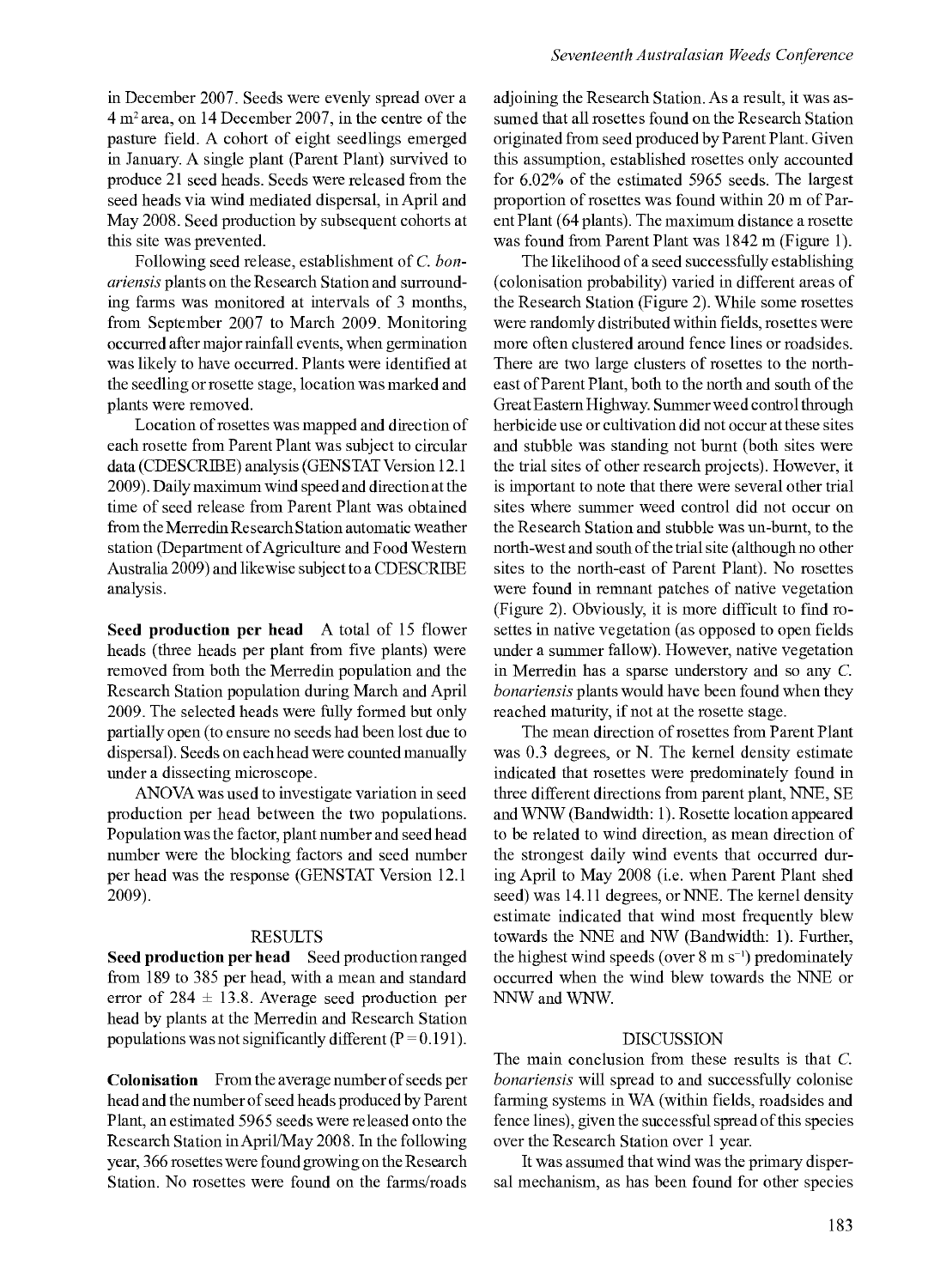in December 2007. Seeds were evenly spread over a 4 $m^2$ area, on 14 December 2007, in the centre of the pasture field. A cohort of eight seedlings emerged in January. A single plant (Parent Plant) survived to produce 21 seed heads. Seeds were released from the seed heads via wind mediated dispersal, in April and May 2008. Seed production by subsequent cohorts at this site was prevented.

Following seed release, establishment of *C. bonariensis* plants on the Research Station and surrounding farms was monitored at intervals of 3 months, from September 2007 to March 2009. Monitoring occurred after major rainfall events, when germination was likely to have occurred. Plants were identified at the seedling or rosette stage, location was marked and plants were removed.

Location of rosettes was mapped and direction of each rosette from Parent Plant was subject to circular data (CDESCRIBE) analysis (GENSTAT Version 12.1 2009). Daily maximum wind speed and direction at the time of seed release from Parent Plant was obtained from the Merredin Research Station automatic weather station (Department of Agriculture and Food Western Australia 2009) and likewise subject to a CDESCRIBE analysis.

**Seed production per head** A total of 15 flower heads (three heads per plant from five plants) were removed from both the Merredin population and the Research Station population during March and April 2009. The selected heads were fully formed but only partially open (to ensure no seeds had been lost due to dispersal). Seeds on each head were counted manually under a dissecting microscope.

ANOVA was used to investigate variation in seed production per head between the two populations. Population was the factor, plant number and seed head number were the blocking factors and seed number per head was the response (GENSTAT Version 12.1 2009).

## RESULTS

**Seed production per head** Seed production ranged from 189 to 385 per head, with a mean and standard error of 284 ± 13.8. Average seed production per head by plants at the Merredin and Research Station populations was not significantly different ($P = 0.191$).

**Colonisation** From the average number of seeds per head and the number of seed heads produced by Parent Plant, an estimated 5965 seeds were released onto the Research Station in April/May 2008. In the following year, 366 rosettes were found growing on the Research Station. No rosettes were found on the farms/roads adjoining the Research Station. As a result, it was assumed that all rosettes found on the Research Station originated from seed produced by Parent Plant. Given this assumption, established rosettes only accounted for 6.02% of the estimated 5965 seeds. The largest proportion of rosettes was found within 20 m of Parent Plant (64 plants). The maximum distance a rosette was found from Parent Plant was 1842 m (Figure 1).

The likelihood of a seed successfully establishing (colonisation probability) varied in different areas of the Research Station (Figure 2). While some rosettes were randomly distributed within fields, rosettes were more often clustered around fence lines or roadsides. There are two large clusters of rosettes to the north-east of Parent Plant, both to the north and south of the Great Eastern Highway. Summer weed control through herbicide use or cultivation did not occur at these sites and stubble was standing not burnt (both sites were the trial sites of other research projects). However, it is important to note that there were several other trial sites where summer weed control did not occur on the Research Station and stubble was un-burnt, to the north-west and south of the trial site (although no other sites to the north-east of Parent Plant). No rosettes were found in remnant patches of native vegetation (Figure 2). Obviously, it is more difficult to find rosettes in native vegetation (as opposed to open fields under a summer fallow). However, native vegetation in Merredin has a sparse understory and so any *C. bonariensis* plants would have been found when they reached maturity, if not at the rosette stage.

The mean direction of rosettes from Parent Plant was 0.3 degrees, or N. The kernel density estimate indicated that rosettes were predominately found in three different directions from parent plant, NNE, SE and WNW (Bandwidth: 1). Rosette location appeared to be related to wind direction, as mean direction of the strongest daily wind events that occurred during April to May 2008 (i.e. when Parent Plant shed seed) was 14.11 degrees, or NNE. The kernel density estimate indicated that wind most frequently blew towards the NNE and NW (Bandwidth: 1). Further, the highest wind speeds (over 8 m $s^{-1}$) predominately occurred when the wind blew towards the NNE or NNW and WNW.

## DISCUSSION

The main conclusion from these results is that *C. bonariensis* will spread to and successfully colonise farming systems in WA (within fields, roadsides and fence lines), given the successful spread of this species over the Research Station over 1 year.

It was assumed that wind was the primary dispersal mechanism, as has been found for other species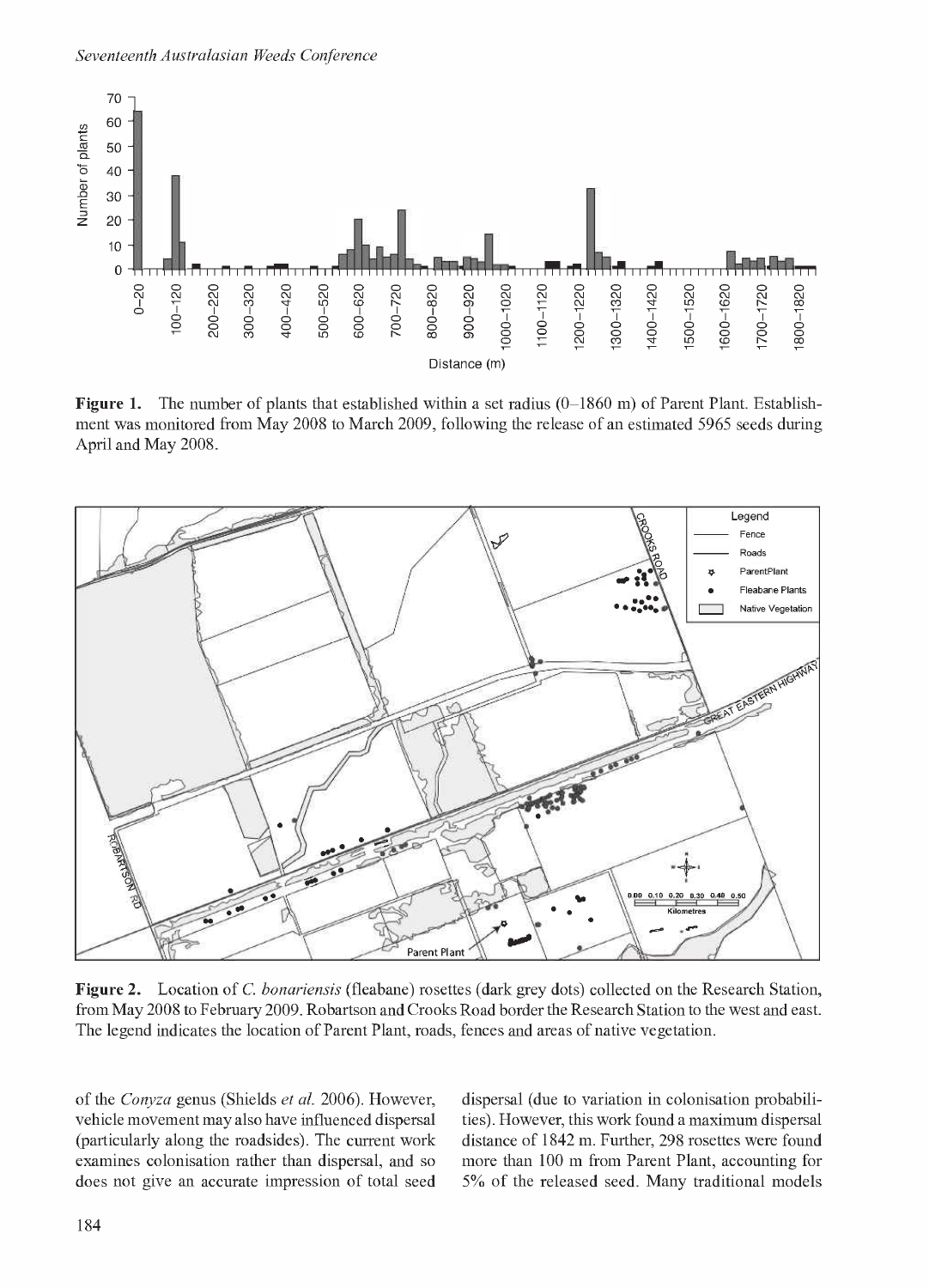**Figure 1.** The number of plants that established within a set radius (0–1860 m) of Parent Plant. Establishment was monitored from May 2008 to March 2009, following the release of an estimated 5965 seeds during April and May 2008.

**Figure 2.** Location of *C. bonariensis* (fleabane) rosettes (dark grey dots) collected on the Research Station, from May 2008 to February 2009. Robartson and Crooks Road border the Research Station to the west and east. The legend indicates the location of Parent Plant, roads, fences and areas of native vegetation.

of the *Conyza* genus (Shields *et al.* 2006). However, vehicle movement may also have influenced dispersal (particularly along the roadsides). The current work examines colonisation rather than dispersal, and so does not give an accurate impression of total seed dispersal (due to variation in colonisation probabilities). However, this work found a maximum dispersal distance of 1842 m. Further, 298 rosettes were found more than 100 m from Parent Plant, accounting for 5% of the released seed. Many traditional models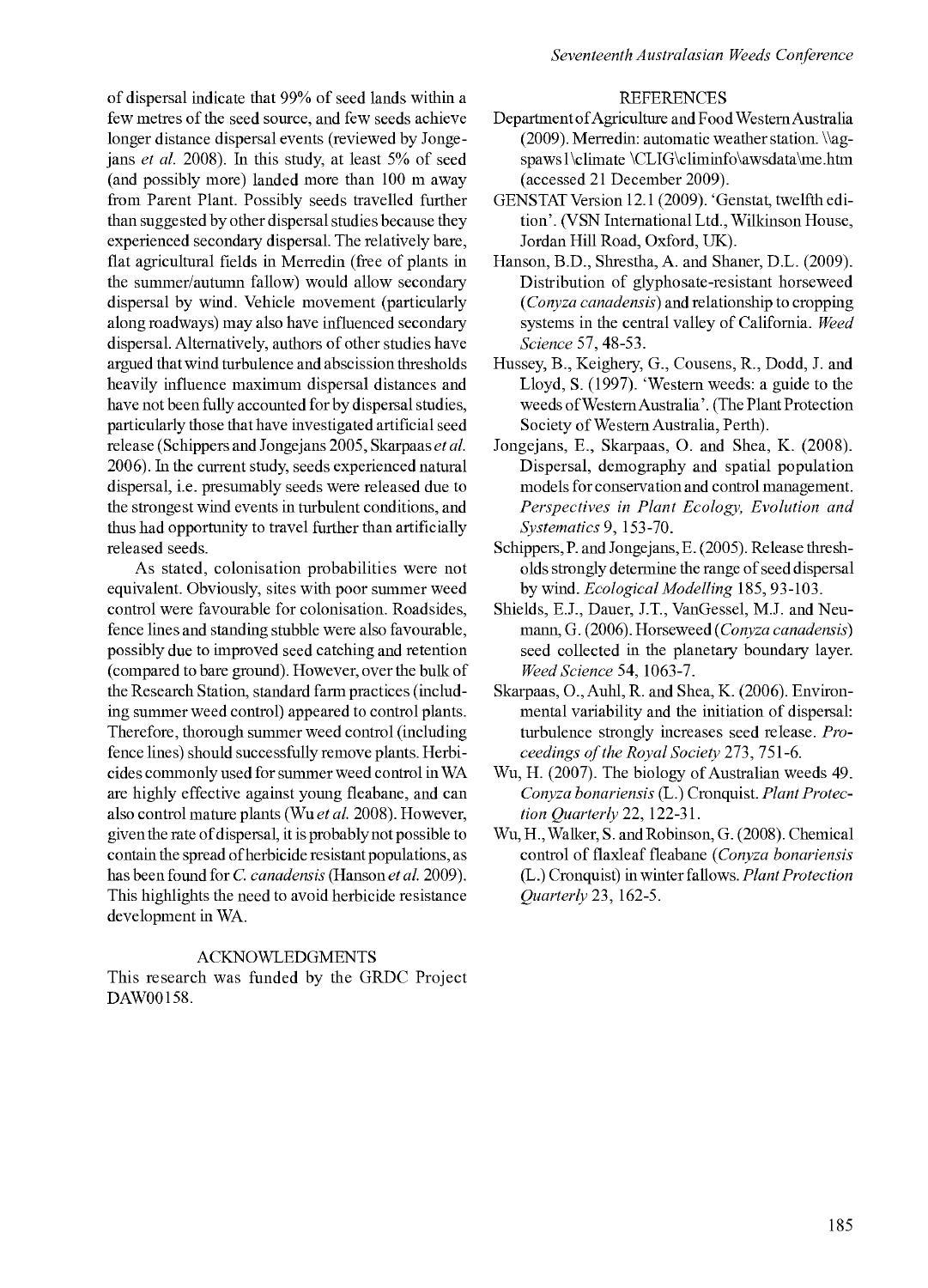of dispersal indicate that 99% of seed lands within a few metres of the seed source, and few seeds achieve longer distance dispersal events (reviewed by Jongejans *et al.* 2008). In this study, at least 5% of seed (and possibly more) landed more than 100 m away from Parent Plant. Possibly seeds travelled further than suggested by other dispersal studies because they experienced secondary dispersal. The relatively bare, flat agricultural fields in Merredin (free of plants in the summer/autumn fallow) would allow secondary dispersal by wind. Vehicle movement (particularly along roadways) may also have influenced secondary dispersal. Alternatively, authors of other studies have argued that wind turbulence and abscission thresholds heavily influence maximum dispersal distances and have not been fully accounted for by dispersal studies, particularly those that have investigated artificial seed release (Schippers and Jongejans 2005, Skarpaas *et al.* 2006). In the current study, seeds experienced natural dispersal, i.e. presumably seeds were released due to the strongest wind events in turbulent conditions, and thus had opportunity to travel further than artificially released seeds.

As stated, colonisation probabilities were not equivalent. Obviously, sites with poor summer weed control were favourable for colonisation. Roadsides, fence lines and standing stubble were also favourable, possibly due to improved seed catching and retention (compared to bare ground). However, over the bulk of the Research Station, standard farm practices (including summer weed control) appeared to control plants. Therefore, thorough summer weed control (including fence lines) should successfully remove plants. Herbicides commonly used for summer weed control in WA are highly effective against young fleabane, and can also control mature plants (Wu *et al.* 2008). However, given the rate of dispersal, it is probably not possible to contain the spread of herbicide resistant populations, as has been found for *C. canadensis* (Hanson *et al.* 2009). This highlights the need to avoid herbicide resistance development in WA.

## ACKNOWLEDGMENTS

This research was funded by the GRDC Project DAW00158.

## REFERENCES

Department of Agriculture and Food Western Australia (2009). Merredin: automatic weather station. \\agspaws1\climate \CLIG\climinfo\awsdata\me.htm (accessed 21 December 2009).

GENSTAT Version 12.1 (2009). 'Genstat, twelfth edition'. (VSN International Ltd., Wilkinson House, Jordan Hill Road, Oxford, UK).

Hanson, B.D., Shrestha, A. and Shaner, D.L. (2009). Distribution of glyphosate-resistant horseweed (*Conyza canadensis*) and relationship to cropping systems in the central valley of California. *Weed Science* 57, 48-53.

Hussey, B., Keighery, G., Cousens, R., Dodd, J. and Lloyd, S. (1997). 'Western weeds: a guide to the weeds of Western Australia'. (The Plant Protection Society of Western Australia, Perth).

Jongejans, E., Skarpaas, O. and Shea, K. (2008). Dispersal, demography and spatial population models for conservation and control management. *Perspectives in Plant Ecology, Evolution and Systematics* 9, 153-70.

Schippers, P. and Jongejans, E. (2005). Release thresholds strongly determine the range of seed dispersal by wind. *Ecological Modelling* 185, 93-103.

Shields, E.J., Dauer, J.T., VanGessel, M.J. and Neumann, G. (2006). Horseweed (*Conyza canadensis*) seed collected in the planetary boundary layer. *Weed Science* 54, 1063-7.

Skarpaas, O., Auhl, R. and Shea, K. (2006). Environmental variability and the initiation of dispersal: turbulence strongly increases seed release. *Proceedings of the Royal Society* 273, 751-6.

Wu, H. (2007). The biology of Australian weeds 49. *Conyza bonariensis* (L.) Cronquist. *Plant Protection Quarterly* 22, 122-31.

Wu, H., Walker, S. and Robinson, G. (2008). Chemical control of flaxleaf fleabane (*Conyza bonariensis* (L.) Cronquist) in winter fallows. *Plant Protection Quarterly* 23, 162-5.